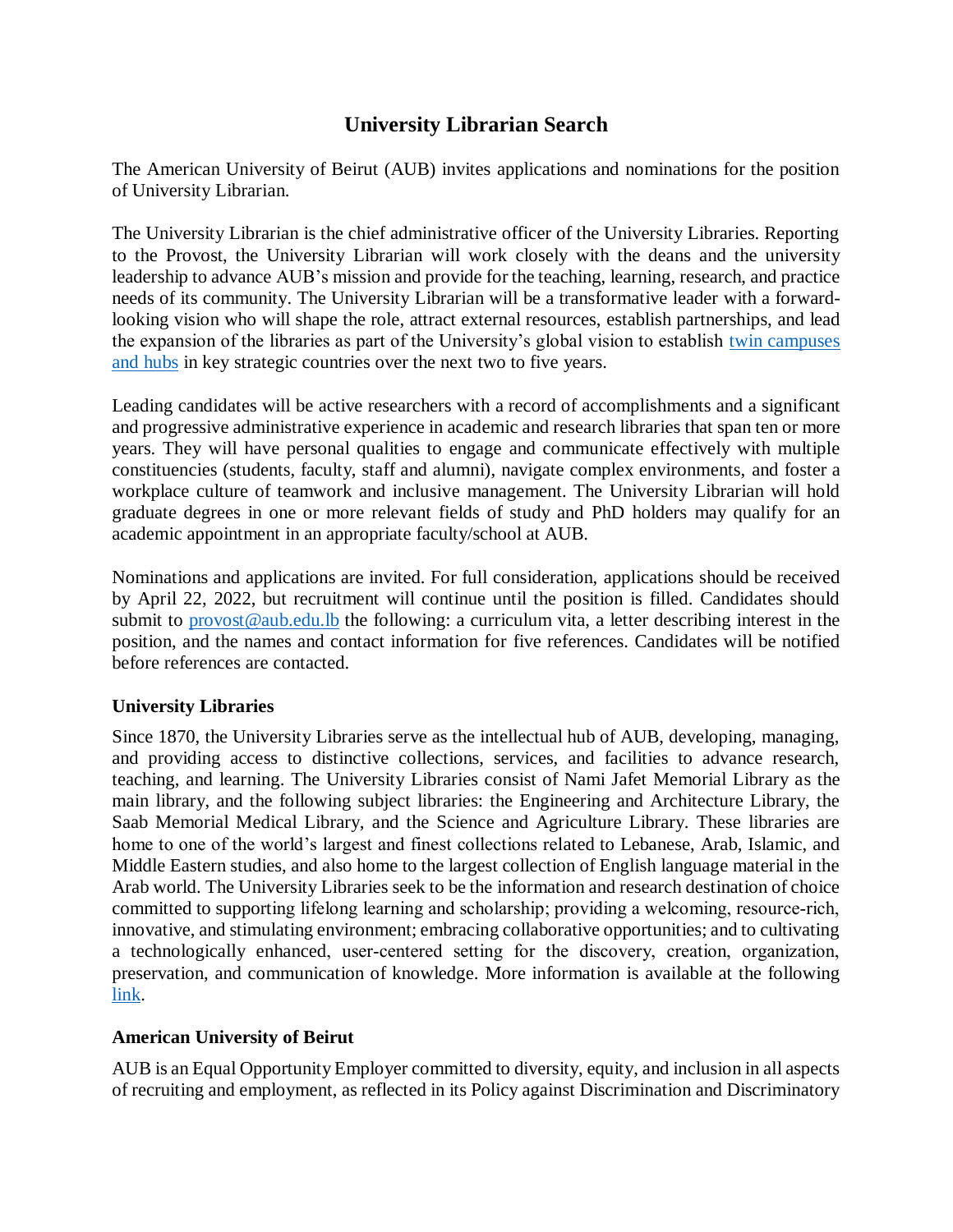# University Librarian Search

The American University of Beirut (AUB) invites applications and nominations for the position of University Librarian.

The University Librarian is the chief administrative officer of the University Libraries. Reporting to the Provost, the University Librarian will work closely with the deans and the university leadership to advance AUB's mission and provide for the teaching, learning, research, and practice needs of its community. The University Librarian will be a transformative leader with a forward-looking vision who will shape the role, attract external resources, establish partnerships, and lead the expansion of the libraries as part of the University's global vision to establish [twin campuses and hubs]() in key strategic countries over the next two to five years.

Leading candidates will be active researchers with a record of accomplishments and a significant and progressive administrative experience in academic and research libraries that span ten or more years. They will have personal qualities to engage and communicate effectively with multiple constituencies (students, faculty, staff and alumni), navigate complex environments, and foster a workplace culture of teamwork and inclusive management. The University Librarian will hold graduate degrees in one or more relevant fields of study and PhD holders may qualify for an academic appointment in an appropriate faculty/school at AUB.

Nominations and applications are invited. For full consideration, applications should be received by April 22, 2022, but recruitment will continue until the position is filled. Candidates should submit to [provost@aub.edu.lb](mailto:provost@aub.edu.lb) the following: a curriculum vita, a letter describing interest in the position, and the names and contact information for five references. Candidates will be notified before references are contacted.

### University Libraries

Since 1870, the University Libraries serve as the intellectual hub of AUB, developing, managing, and providing access to distinctive collections, services, and facilities to advance research, teaching, and learning. The University Libraries consist of Nami Jafet Memorial Library as the main library, and the following subject libraries: the Engineering and Architecture Library, the Saab Memorial Medical Library, and the Science and Agriculture Library. These libraries are home to one of the world's largest and finest collections related to Lebanese, Arab, Islamic, and Middle Eastern studies, and also home to the largest collection of English language material in the Arab world. The University Libraries seek to be the information and research destination of choice committed to supporting lifelong learning and scholarship; providing a welcoming, resource-rich, innovative, and stimulating environment; embracing collaborative opportunities; and to cultivating a technologically enhanced, user-centered setting for the discovery, creation, organization, preservation, and communication of knowledge. More information is available at the following [link]().

### American University of Beirut

AUB is an Equal Opportunity Employer committed to diversity, equity, and inclusion in all aspects of recruiting and employment, as reflected in its Policy against Discrimination and Discriminatory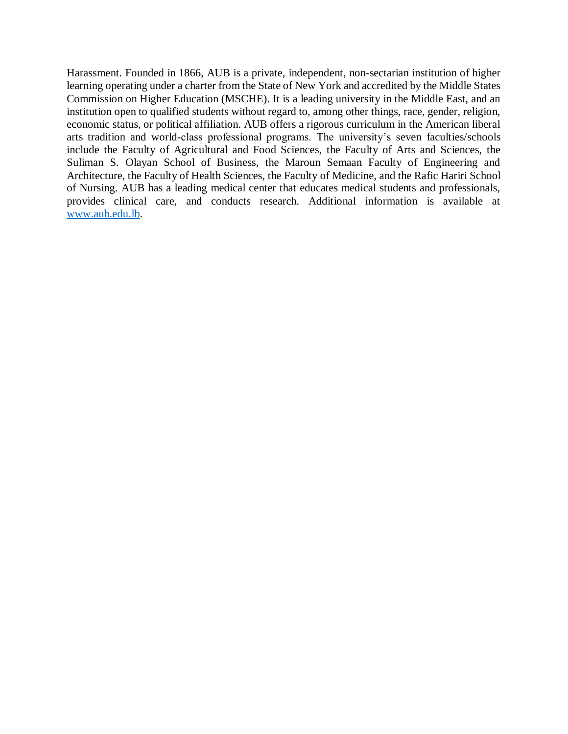Harassment. Founded in 1866, AUB is a private, independent, non-sectarian institution of higher learning operating under a charter from the State of New York and accredited by the Middle States Commission on Higher Education (MSCHE). It is a leading university in the Middle East, and an institution open to qualified students without regard to, among other things, race, gender, religion, economic status, or political affiliation. AUB offers a rigorous curriculum in the American liberal arts tradition and world-class professional programs. The university's seven faculties/schools include the Faculty of Agricultural and Food Sciences, the Faculty of Arts and Sciences, the Suliman S. Olayan School of Business, the Maroun Semaan Faculty of Engineering and Architecture, the Faculty of Health Sciences, the Faculty of Medicine, and the Rafic Hariri School of Nursing. AUB has a leading medical center that educates medical students and professionals, provides clinical care, and conducts research. Additional information is available at [www.aub.edu.lb](http://www.aub.edu.lb).